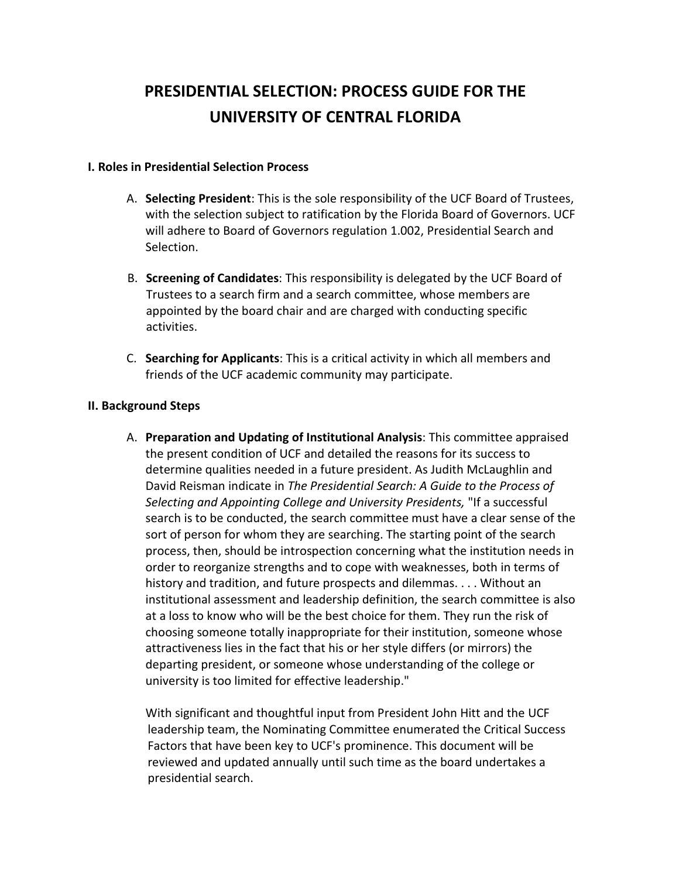# PRESIDENTIAL SELECTION: PROCESS GUIDE FOR THE UNIVERSITY OF CENTRAL FLORIDA

### I. Roles in Presidential Selection Process

A. **Selecting President**: This is the sole responsibility of the UCF Board of Trustees, with the selection subject to ratification by the Florida Board of Governors. UCF will adhere to Board of Governors regulation 1.002, Presidential Search and Selection.

B. **Screening of Candidates**: This responsibility is delegated by the UCF Board of Trustees to a search firm and a search committee, whose members are appointed by the board chair and are charged with conducting specific activities.

C. **Searching for Applicants**: This is a critical activity in which all members and friends of the UCF academic community may participate.

### II. Background Steps

A. **Preparation and Updating of Institutional Analysis**: This committee appraised the present condition of UCF and detailed the reasons for its success to determine qualities needed in a future president. As Judith McLaughlin and David Reisman indicate in *The Presidential Search: A Guide to the Process of Selecting and Appointing College and University Presidents,* "If a successful search is to be conducted, the search committee must have a clear sense of the sort of person for whom they are searching. The starting point of the search process, then, should be introspection concerning what the institution needs in order to reorganize strengths and to cope with weaknesses, both in terms of history and tradition, and future prospects and dilemmas. . . . Without an institutional assessment and leadership definition, the search committee is also at a loss to know who will be the best choice for them. They run the risk of choosing someone totally inappropriate for their institution, someone whose attractiveness lies in the fact that his or her style differs (or mirrors) the departing president, or someone whose understanding of the college or university is too limited for effective leadership."

With significant and thoughtful input from President John Hitt and the UCF leadership team, the Nominating Committee enumerated the Critical Success Factors that have been key to UCF's prominence. This document will be reviewed and updated annually until such time as the board undertakes a presidential search.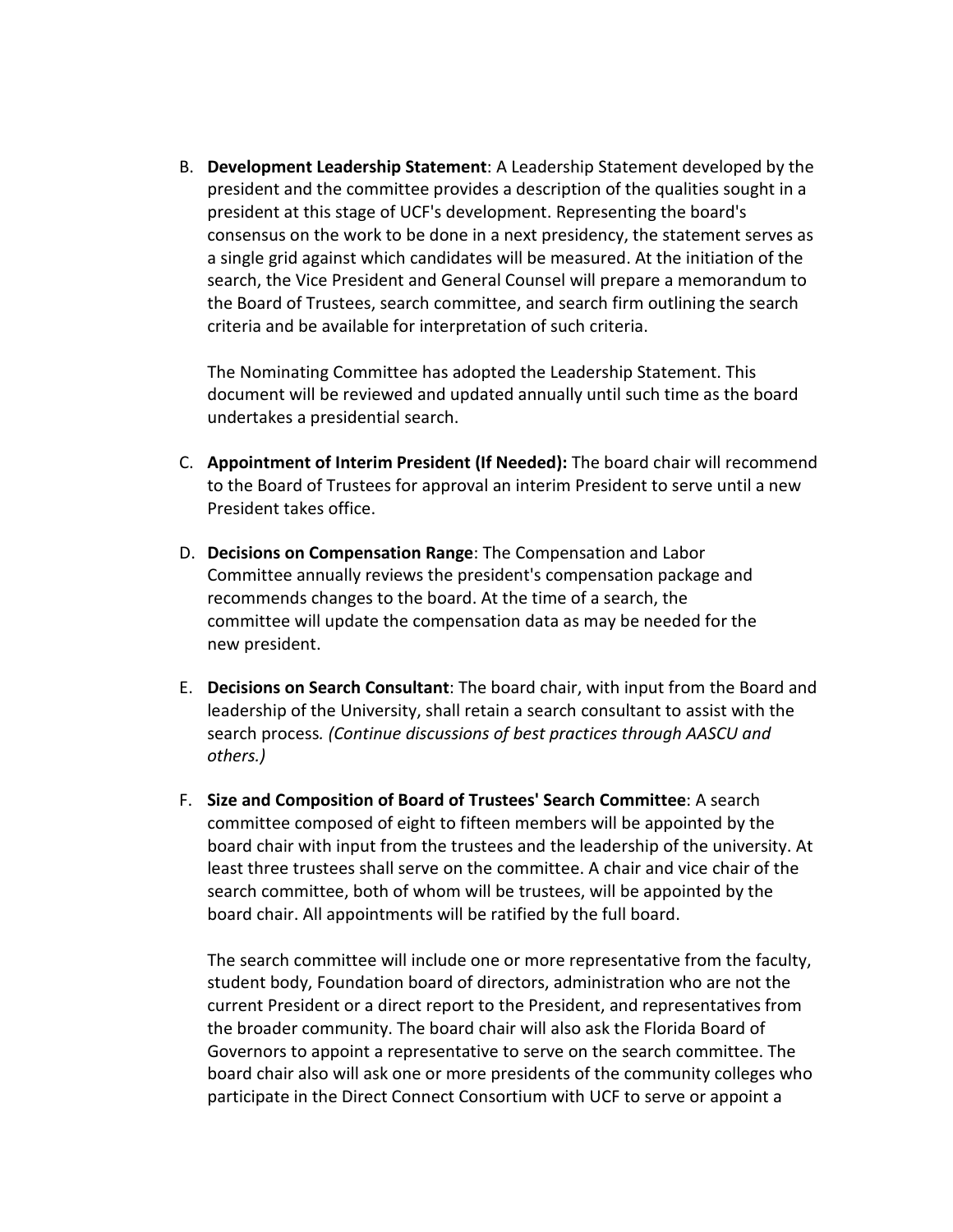B. **Development Leadership Statement**: A Leadership Statement developed by the president and the committee provides a description of the qualities sought in a president at this stage of UCF's development. Representing the board's consensus on the work to be done in a next presidency, the statement serves as a single grid against which candidates will be measured. At the initiation of the search, the Vice President and General Counsel will prepare a memorandum to the Board of Trustees, search committee, and search firm outlining the search criteria and be available for interpretation of such criteria.

   The Nominating Committee has adopted the Leadership Statement. This document will be reviewed and updated annually until such time as the board undertakes a presidential search.

C. **Appointment of Interim President (If Needed):** The board chair will recommend to the Board of Trustees for approval an interim President to serve until a new President takes office.

D. **Decisions on Compensation Range**: The Compensation and Labor Committee annually reviews the president's compensation package and recommends changes to the board. At the time of a search, the committee will update the compensation data as may be needed for the new president.

E. **Decisions on Search Consultant**: The board chair, with input from the Board and leadership of the University, shall retain a search consultant to assist with the search process. *(Continue discussions of best practices through AASCU and others.)*

F. **Size and Composition of Board of Trustees' Search Committee**: A search committee composed of eight to fifteen members will be appointed by the board chair with input from the trustees and the leadership of the university. At least three trustees shall serve on the committee. A chair and vice chair of the search committee, both of whom will be trustees, will be appointed by the board chair. All appointments will be ratified by the full board.

   The search committee will include one or more representative from the faculty, student body, Foundation board of directors, administration who are not the current President or a direct report to the President, and representatives from the broader community. The board chair will also ask the Florida Board of Governors to appoint a representative to serve on the search committee. The board chair also will ask one or more presidents of the community colleges who participate in the Direct Connect Consortium with UCF to serve or appoint a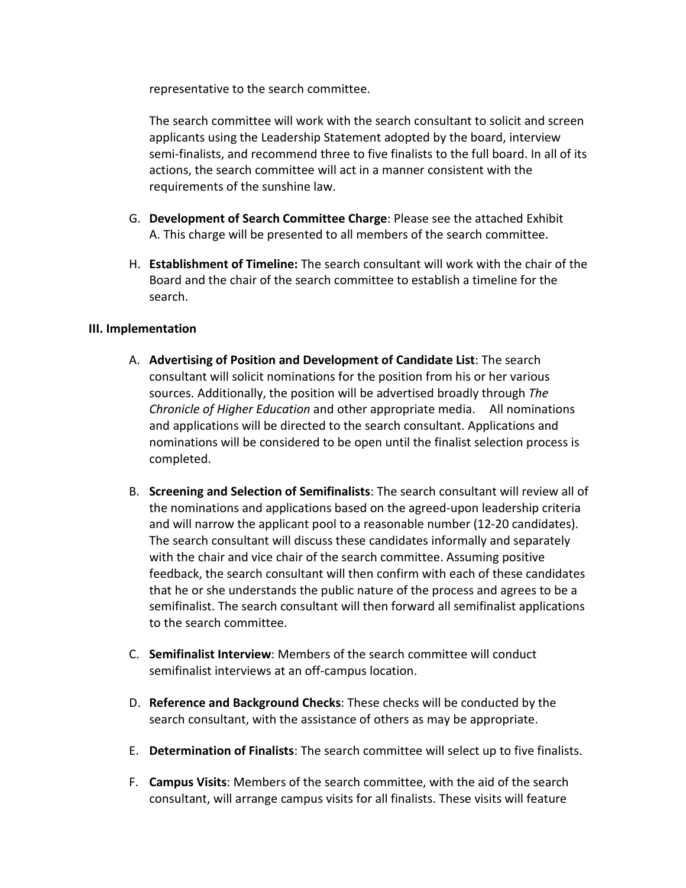representative to the search committee.

The search committee will work with the search consultant to solicit and screen applicants using the Leadership Statement adopted by the board, interview semi-finalists, and recommend three to five finalists to the full board. In all of its actions, the search committee will act in a manner consistent with the requirements of the sunshine law.

G. **Development of Search Committee Charge**: Please see the attached Exhibit A. This charge will be presented to all members of the search committee.

H. **Establishment of Timeline:** The search consultant will work with the chair of the Board and the chair of the search committee to establish a timeline for the search.

**III. Implementation**

A. **Advertising of Position and Development of Candidate List**: The search consultant will solicit nominations for the position from his or her various sources. Additionally, the position will be advertised broadly through *The Chronicle of Higher Education* and other appropriate media. All nominations and applications will be directed to the search consultant. Applications and nominations will be considered to be open until the finalist selection process is completed.

B. **Screening and Selection of Semifinalists**: The search consultant will review all of the nominations and applications based on the agreed-upon leadership criteria and will narrow the applicant pool to a reasonable number (12-20 candidates). The search consultant will discuss these candidates informally and separately with the chair and vice chair of the search committee. Assuming positive feedback, the search consultant will then confirm with each of these candidates that he or she understands the public nature of the process and agrees to be a semifinalist. The search consultant will then forward all semifinalist applications to the search committee.

C. **Semifinalist Interview**: Members of the search committee will conduct semifinalist interviews at an off-campus location.

D. **Reference and Background Checks**: These checks will be conducted by the search consultant, with the assistance of others as may be appropriate.

E. **Determination of Finalists**: The search committee will select up to five finalists.

F. **Campus Visits**: Members of the search committee, with the aid of the search consultant, will arrange campus visits for all finalists. These visits will feature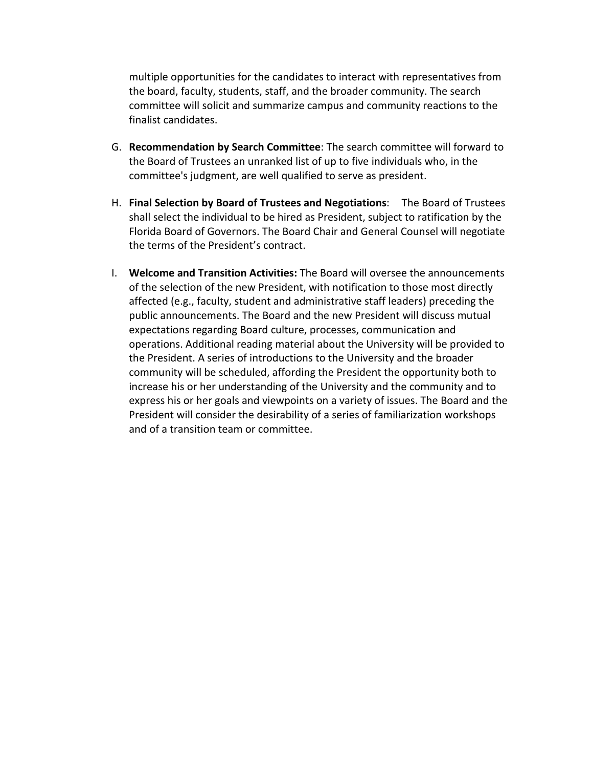multiple opportunities for the candidates to interact with representatives from the board, faculty, students, staff, and the broader community. The search committee will solicit and summarize campus and community reactions to the finalist candidates.

G. **Recommendation by Search Committee**: The search committee will forward to the Board of Trustees an unranked list of up to five individuals who, in the committee's judgment, are well qualified to serve as president.

H. **Final Selection by Board of Trustees and Negotiations**: The Board of Trustees shall select the individual to be hired as President, subject to ratification by the Florida Board of Governors. The Board Chair and General Counsel will negotiate the terms of the President's contract.

I. **Welcome and Transition Activities:** The Board will oversee the announcements of the selection of the new President, with notification to those most directly affected (e.g., faculty, student and administrative staff leaders) preceding the public announcements. The Board and the new President will discuss mutual expectations regarding Board culture, processes, communication and operations. Additional reading material about the University will be provided to the President. A series of introductions to the University and the broader community will be scheduled, affording the President the opportunity both to increase his or her understanding of the University and the community and to express his or her goals and viewpoints on a variety of issues. The Board and the President will consider the desirability of a series of familiarization workshops and of a transition team or committee.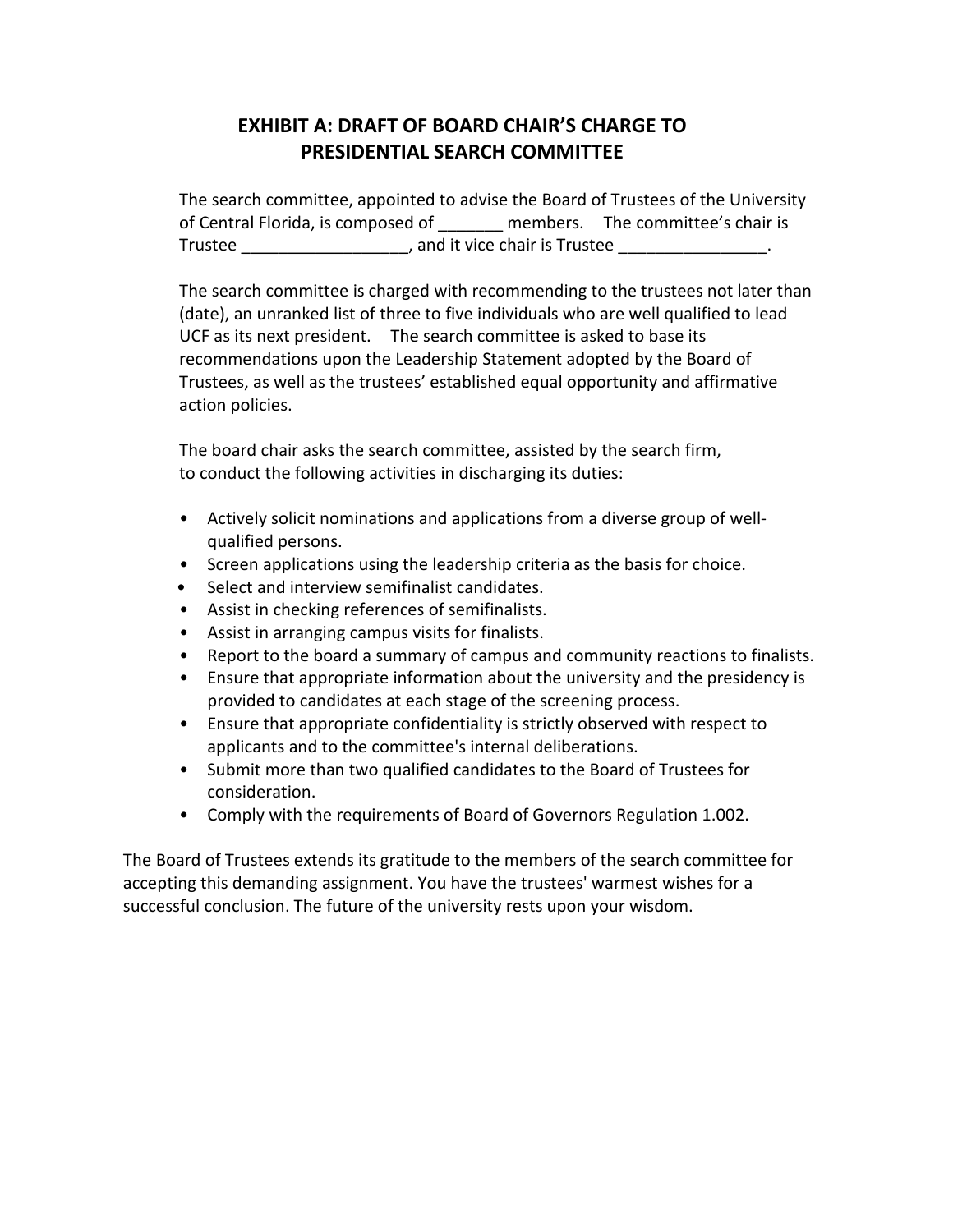# EXHIBIT A: DRAFT OF BOARD CHAIR'S CHARGE TO PRESIDENTIAL SEARCH COMMITTEE

The search committee, appointed to advise the Board of Trustees of the University of Central Florida, is composed of _______ members. The committee's chair is Trustee __________________, and it vice chair is Trustee ________________.

The search committee is charged with recommending to the trustees not later than (date), an unranked list of three to five individuals who are well qualified to lead UCF as its next president. The search committee is asked to base its recommendations upon the Leadership Statement adopted by the Board of Trustees, as well as the trustees' established equal opportunity and affirmative action policies.

The board chair asks the search committee, assisted by the search firm, to conduct the following activities in discharging its duties:

- Actively solicit nominations and applications from a diverse group of well-qualified persons.
- Screen applications using the leadership criteria as the basis for choice.
- Select and interview semifinalist candidates.
- Assist in checking references of semifinalists.
- Assist in arranging campus visits for finalists.
- Report to the board a summary of campus and community reactions to finalists.
- Ensure that appropriate information about the university and the presidency is provided to candidates at each stage of the screening process.
- Ensure that appropriate confidentiality is strictly observed with respect to applicants and to the committee's internal deliberations.
- Submit more than two qualified candidates to the Board of Trustees for consideration.
- Comply with the requirements of Board of Governors Regulation 1.002.

The Board of Trustees extends its gratitude to the members of the search committee for accepting this demanding assignment. You have the trustees' warmest wishes for a successful conclusion. The future of the university rests upon your wisdom.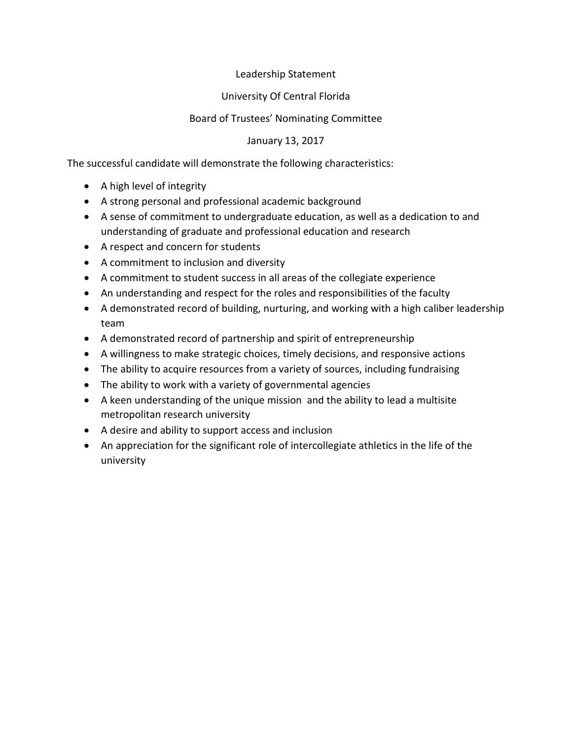Leadership Statement

University Of Central Florida

Board of Trustees' Nominating Committee

January 13, 2017

The successful candidate will demonstrate the following characteristics:

- A high level of integrity
- A strong personal and professional academic background
- A sense of commitment to undergraduate education, as well as a dedication to and understanding of graduate and professional education and research
- A respect and concern for students
- A commitment to inclusion and diversity
- A commitment to student success in all areas of the collegiate experience
- An understanding and respect for the roles and responsibilities of the faculty
- A demonstrated record of building, nurturing, and working with a high caliber leadership team
- A demonstrated record of partnership and spirit of entrepreneurship
- A willingness to make strategic choices, timely decisions, and responsive actions
- The ability to acquire resources from a variety of sources, including fundraising
- The ability to work with a variety of governmental agencies
- A keen understanding of the unique mission and the ability to lead a multisite metropolitan research university
- A desire and ability to support access and inclusion
- An appreciation for the significant role of intercollegiate athletics in the life of the university